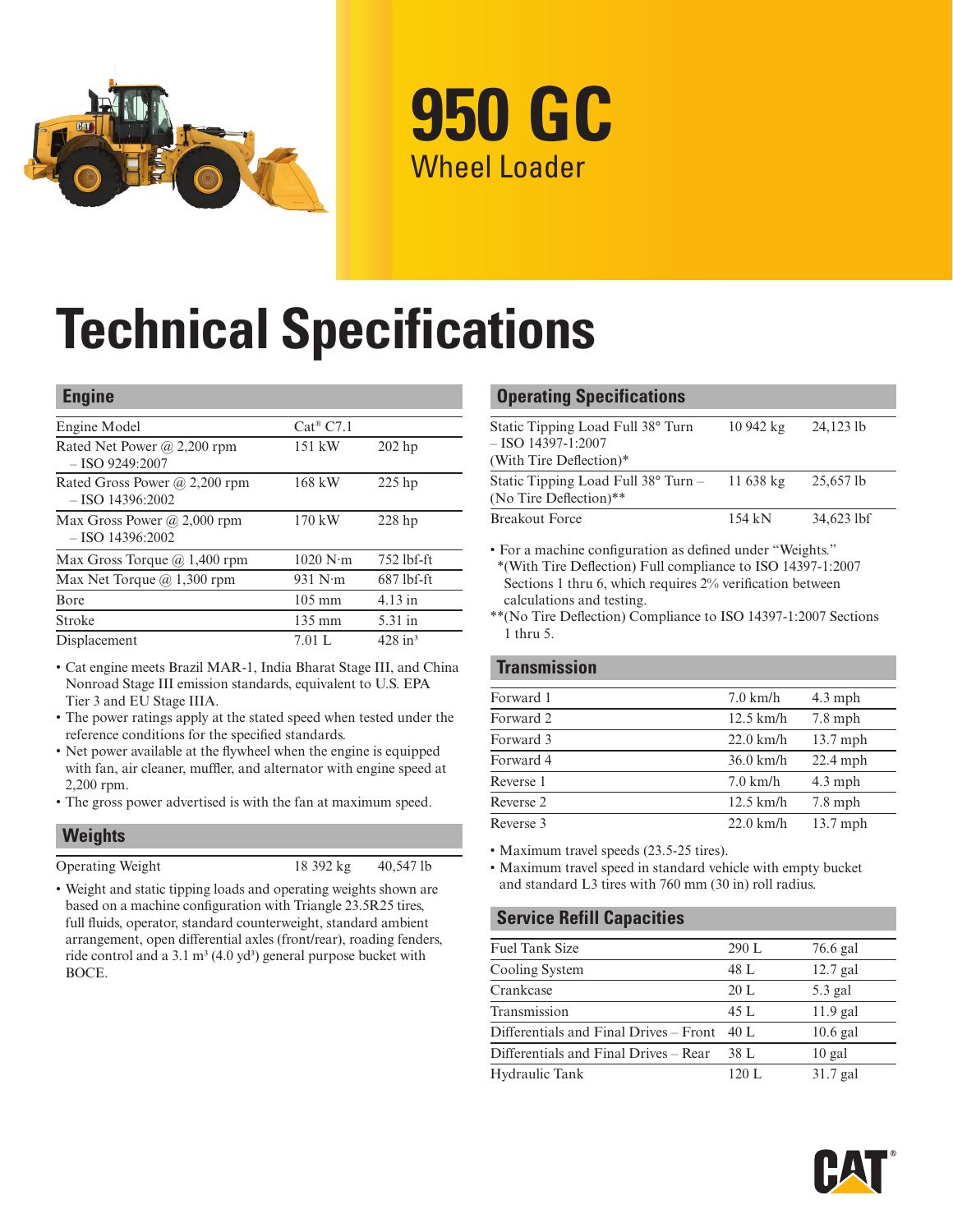# 950 GC

## Wheel Loader

# Technical Specifications

## Engine

| | | |
|---|---|---|
| Engine Model | Cat® C7.1 | |
| Rated Net Power @ 2,200 rpm – ISO 9249:2007 | 151 kW | 202 hp |
| Rated Gross Power @ 2,200 rpm – ISO 14396:2002 | 168 kW | 225 hp |
| Max Gross Power @ 2,000 rpm – ISO 14396:2002 | 170 kW | 228 hp |
| Max Gross Torque @ 1,400 rpm | 1020 N·m | 752 lbf-ft |
| Max Net Torque @ 1,300 rpm | 931 N·m | 687 lbf-ft |
| Bore | 105 mm | 4.13 in |
| Stroke | 135 mm | 5.31 in |
| Displacement | 7.01 L | 428 in³ |

- Cat engine meets Brazil MAR-1, India Bharat Stage III, and China Nonroad Stage III emission standards, equivalent to U.S. EPA Tier 3 and EU Stage IIIA.
- The power ratings apply at the stated speed when tested under the reference conditions for the specified standards.
- Net power available at the flywheel when the engine is equipped with fan, air cleaner, muffler, and alternator with engine speed at 2,200 rpm.
- The gross power advertised is with the fan at maximum speed.

## Weights

| | | |
|---|---|---|
| Operating Weight | 18 392 kg | 40,547 lb |

- Weight and static tipping loads and operating weights shown are based on a machine configuration with Triangle 23.5R25 tires, full fluids, operator, standard counterweight, standard ambient arrangement, open differential axles (front/rear), roading fenders, ride control and a 3.1 m³ (4.0 yd³) general purpose bucket with BOCE.

## Operating Specifications

| | | |
|---|---|---|
| Static Tipping Load Full 38° Turn – ISO 14397-1:2007 (With Tire Deflection)* | 10 942 kg | 24,123 lb |
| Static Tipping Load Full 38° Turn – (No Tire Deflection)** | 11 638 kg | 25,657 lb |
| Breakout Force | 154 kN | 34,623 lbf |

- For a machine configuration as defined under "Weights."
  *(With Tire Deflection) Full compliance to ISO 14397-1:2007 Sections 1 thru 6, which requires 2% verification between calculations and testing.
  **(No Tire Deflection) Compliance to ISO 14397-1:2007 Sections 1 thru 5.

## Transmission

| | | |
|---|---|---|
| Forward 1 | 7.0 km/h | 4.3 mph |
| Forward 2 | 12.5 km/h | 7.8 mph |
| Forward 3 | 22.0 km/h | 13.7 mph |
| Forward 4 | 36.0 km/h | 22.4 mph |
| Reverse 1 | 7.0 km/h | 4.3 mph |
| Reverse 2 | 12.5 km/h | 7.8 mph |
| Reverse 3 | 22.0 km/h | 13.7 mph |

- Maximum travel speeds (23.5-25 tires).
- Maximum travel speed in standard vehicle with empty bucket and standard L3 tires with 760 mm (30 in) roll radius.

## Service Refill Capacities

| | | |
|---|---|---|
| Fuel Tank Size | 290 L | 76.6 gal |
| Cooling System | 48 L | 12.7 gal |
| Crankcase | 20 L | 5.3 gal |
| Transmission | 45 L | 11.9 gal |
| Differentials and Final Drives – Front | 40 L | 10.6 gal |
| Differentials and Final Drives – Rear | 38 L | 10 gal |
| Hydraulic Tank | 120 L | 31.7 gal |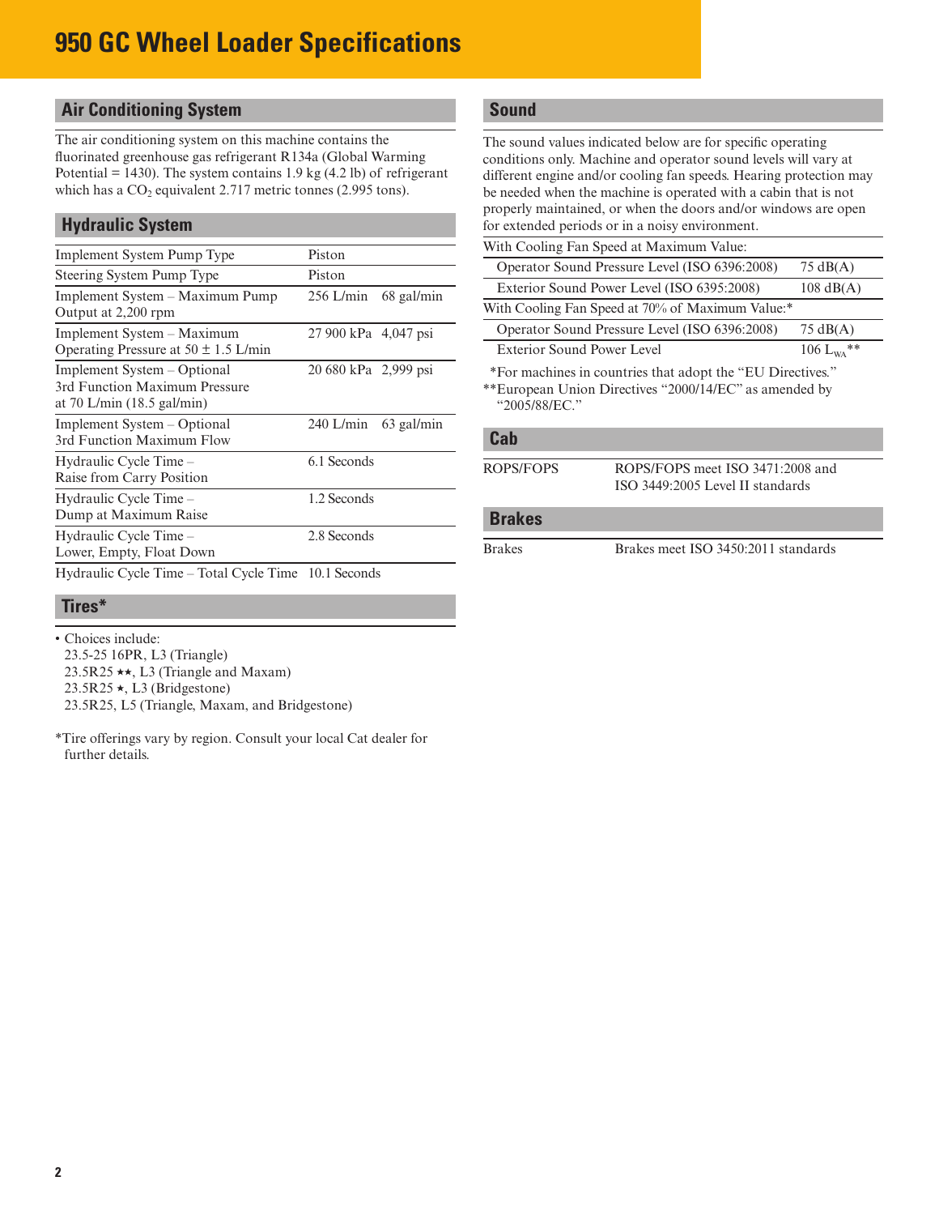# 950 GC Wheel Loader Specifications

## Air Conditioning System

The air conditioning system on this machine contains the fluorinated greenhouse gas refrigerant R134a (Global Warming Potential = 1430). The system contains 1.9 kg (4.2 lb) of refrigerant which has a $CO_2$ equivalent 2.717 metric tonnes (2.995 tons).

## Hydraulic System

| | | |
|---|---|---|
| Implement System Pump Type | Piston | |
| Steering System Pump Type | Piston | |
| Implement System – Maximum Pump Output at 2,200 rpm | 256 L/min | 68 gal/min |
| Implement System – Maximum Operating Pressure at 50 ± 1.5 L/min | 27 900 kPa | 4,047 psi |
| Implement System – Optional 3rd Function Maximum Pressure at 70 L/min (18.5 gal/min) | 20 680 kPa | 2,999 psi |
| Implement System – Optional 3rd Function Maximum Flow | 240 L/min | 63 gal/min |
| Hydraulic Cycle Time – Raise from Carry Position | 6.1 Seconds | |
| Hydraulic Cycle Time – Dump at Maximum Raise | 1.2 Seconds | |
| Hydraulic Cycle Time – Lower, Empty, Float Down | 2.8 Seconds | |
| Hydraulic Cycle Time – Total Cycle Time | 10.1 Seconds | |

## Tires*

- Choices include:
  23.5-25 16PR, L3 (Triangle)
  23.5R25 ★★, L3 (Triangle and Maxam)
  23.5R25 ★, L3 (Bridgestone)
  23.5R25, L5 (Triangle, Maxam, and Bridgestone)

*Tire offerings vary by region. Consult your local Cat dealer for further details.

## Sound

The sound values indicated below are for specific operating conditions only. Machine and operator sound levels will vary at different engine and/or cooling fan speeds. Hearing protection may be needed when the machine is operated with a cabin that is not properly maintained, or when the doors and/or windows are open for extended periods or in a noisy environment.

| | |
|---|---|
| With Cooling Fan Speed at Maximum Value: | |
| Operator Sound Pressure Level (ISO 6396:2008) | 75 dB(A) |
| Exterior Sound Power Level (ISO 6395:2008) | 108 dB(A) |
| With Cooling Fan Speed at 70% of Maximum Value:* | |
| Operator Sound Pressure Level (ISO 6396:2008) | 75 dB(A) |
| Exterior Sound Power Level | 106 $L_{WA}$** |

*For machines in countries that adopt the "EU Directives."

**European Union Directives "2000/14/EC" as amended by "2005/88/EC."

## Cab

| | |
|---|---|
| ROPS/FOPS | ROPS/FOPS meet ISO 3471:2008 and ISO 3449:2005 Level II standards |

## Brakes

| | |
|---|---|
| Brakes | Brakes meet ISO 3450:2011 standards |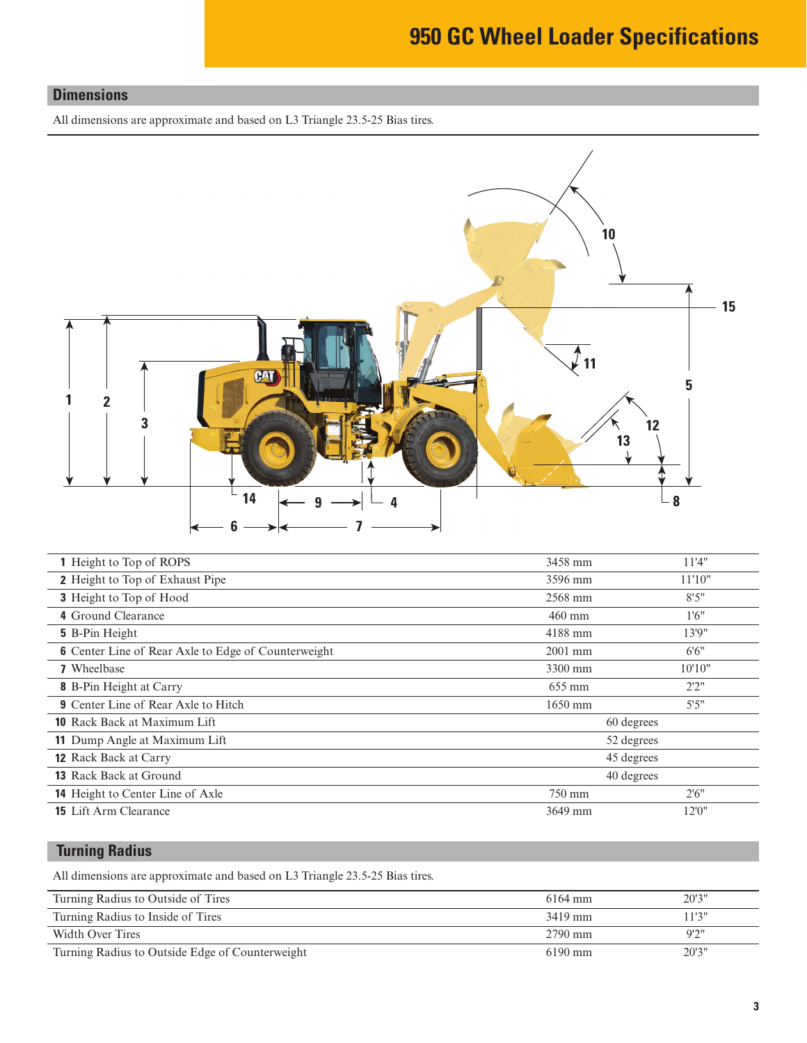# 950 GC Wheel Loader Specifications

## Dimensions

All dimensions are approximate and based on L3 Triangle 23.5-25 Bias tires.

| | | | |
|---|---|---|---|
| 1 | Height to Top of ROPS | 3458 mm | 11'4" |
| 2 | Height to Top of Exhaust Pipe | 3596 mm | 11'10" |
| 3 | Height to Top of Hood | 2568 mm | 8'5" |
| 4 | Ground Clearance | 460 mm | 1'6" |
| 5 | B-Pin Height | 4188 mm | 13'9" |
| 6 | Center Line of Rear Axle to Edge of Counterweight | 2001 mm | 6'6" |
| 7 | Wheelbase | 3300 mm | 10'10" |
| 8 | B-Pin Height at Carry | 655 mm | 2'2" |
| 9 | Center Line of Rear Axle to Hitch | 1650 mm | 5'5" |
| 10 | Rack Back at Maximum Lift | 60 degrees | |
| 11 | Dump Angle at Maximum Lift | 52 degrees | |
| 12 | Rack Back at Carry | 45 degrees | |
| 13 | Rack Back at Ground | 40 degrees | |
| 14 | Height to Center Line of Axle | 750 mm | 2'6" |
| 15 | Lift Arm Clearance | 3649 mm | 12'0" |

## Turning Radius

All dimensions are approximate and based on L3 Triangle 23.5-25 Bias tires.

| | | |
|---|---|---|
| Turning Radius to Outside of Tires | 6164 mm | 20'3" |
| Turning Radius to Inside of Tires | 3419 mm | 11'3" |
| Width Over Tires | 2790 mm | 9'2" |
| Turning Radius to Outside Edge of Counterweight | 6190 mm | 20'3" |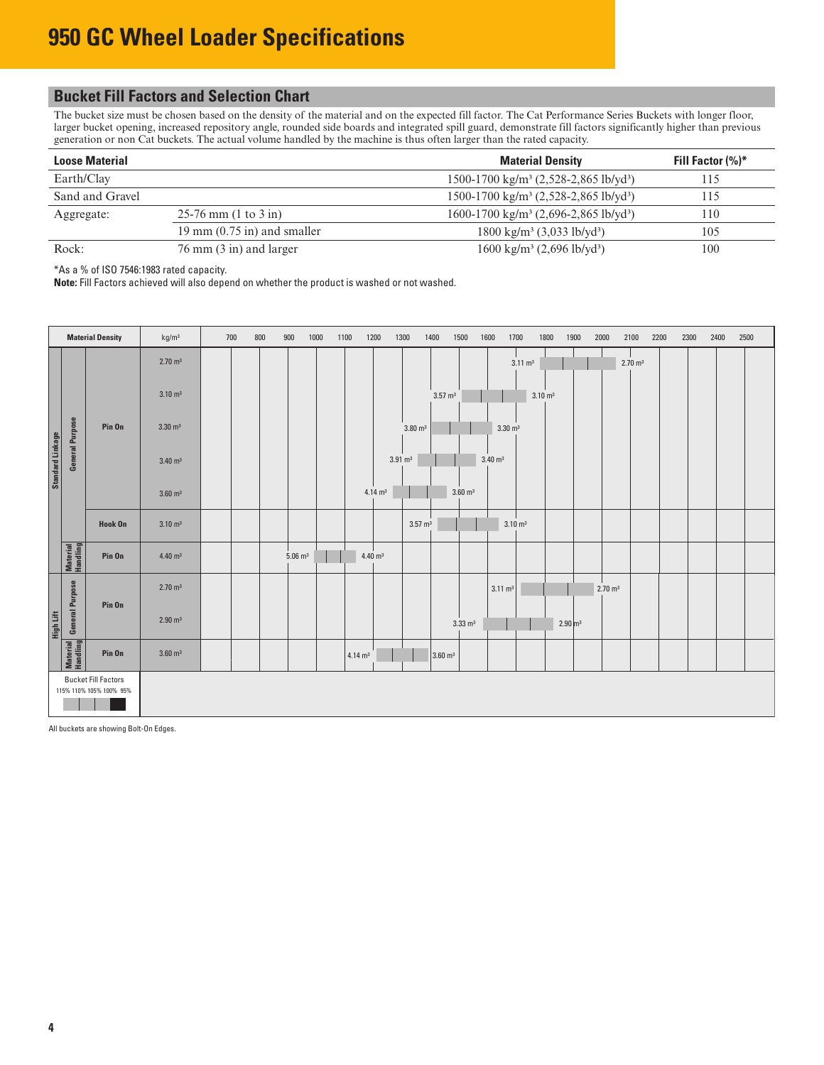# 950 GC Wheel Loader Specifications

## Bucket Fill Factors and Selection Chart

The bucket size must be chosen based on the density of the material and on the expected fill factor. The Cat Performance Series Buckets with longer floor, larger bucket opening, increased repository angle, rounded side boards and integrated spill guard, demonstrate fill factors significantly higher than previous generation or non Cat buckets. The actual volume handled by the machine is thus often larger than the rated capacity.

| Loose Material | | Material Density | Fill Factor (%)* |
|---|---|---|---|
| Earth/Clay | | 1500-1700 kg/m³ (2,528-2,865 lb/yd³) | 115 |
| Sand and Gravel | | 1500-1700 kg/m³ (2,528-2,865 lb/yd³) | 115 |
| Aggregate: | 25-76 mm (1 to 3 in) | 1600-1700 kg/m³ (2,696-2,865 lb/yd³) | 110 |
| | 19 mm (0.75 in) and smaller | 1800 kg/m³ (3,033 lb/yd³) | 105 |
| Rock: | 76 mm (3 in) and larger | 1600 kg/m³ (2,696 lb/yd³) | 100 |

*As a % of ISO 7546:1983 rated capacity.

**Note:** Fill Factors achieved will also depend on whether the product is washed or not washed.

| Linkage | Bucket Type | Attachment | Rated Capacity | Range (115% fill factor – 100% fill factor) |
|---|---|---|---|---|
| Standard Linkage | General Purpose | Pin On | 2.70 m³ | 3.11 m³ – 2.70 m³ |
| | | | 3.10 m³ | 3.57 m³ – 3.10 m³ |
| | | | 3.30 m³ | 3.80 m³ – 3.30 m³ |
| | | | 3.40 m³ | 3.91 m³ – 3.40 m³ |
| | | | 3.60 m³ | 4.14 m³ – 3.60 m³ |
| | | Hook On | 3.10 m³ | 3.57 m³ – 3.10 m³ |
| | Material Handling | Pin On | 4.40 m³ | 5.06 m³ – 4.40 m³ |
| High Lift | General Purpose | Pin On | 2.70 m³ | 3.11 m³ – 2.70 m³ |
| | | | 2.90 m³ | 3.33 m³ – 2.90 m³ |
| | Material Handling | Pin On | 3.60 m³ | 4.14 m³ – 3.60 m³ |

Material Density scale (kg/m³): 700, 800, 900, 1000, 1100, 1200, 1300, 1400, 1500, 1600, 1700, 1800, 1900, 2000, 2100, 2200, 2300, 2400, 2500

Bucket Fill Factors: 115% 110% 105% 100% 95%

All buckets are showing Bolt-On Edges.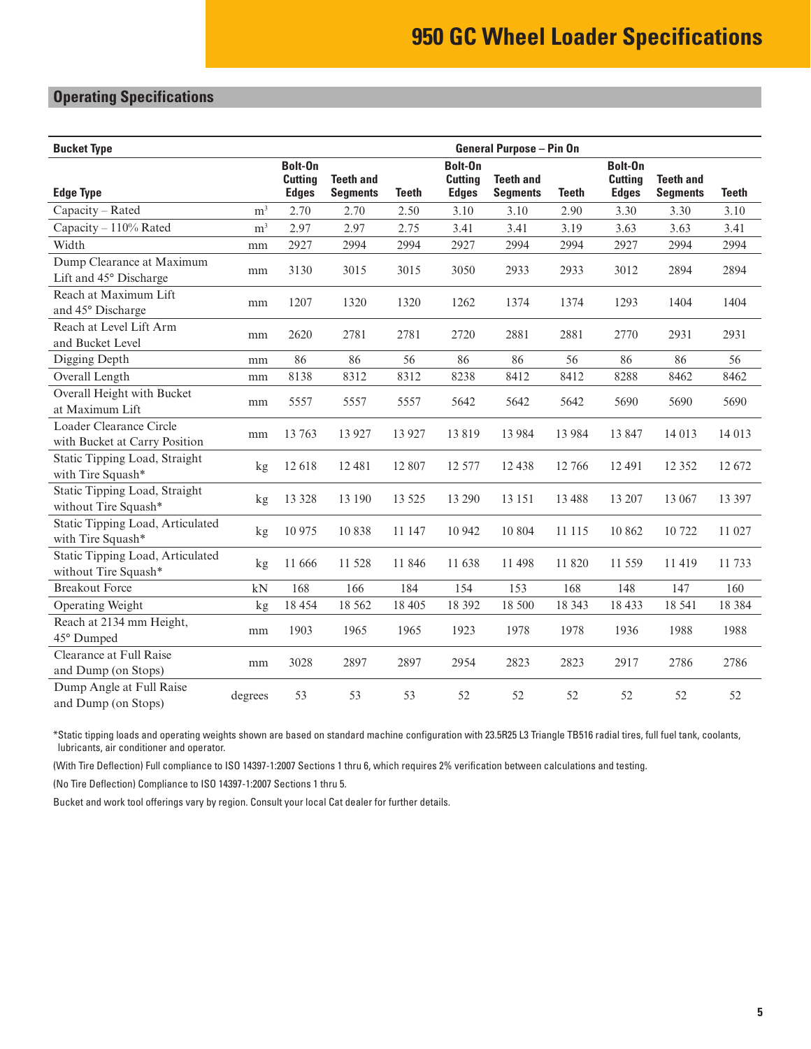# 950 GC Wheel Loader Specifications

## Operating Specifications

| Bucket Type | | General Purpose – Pin On | | | | | | | | |
|---|---|---|---|---|---|---|---|---|---|---|
| **Edge Type** | | **Bolt-On Cutting Edges** | **Teeth and Segments** | **Teeth** | **Bolt-On Cutting Edges** | **Teeth and Segments** | **Teeth** | **Bolt-On Cutting Edges** | **Teeth and Segments** | **Teeth** |
| Capacity – Rated | $m^3$ | 2.70 | 2.70 | 2.50 | 3.10 | 3.10 | 2.90 | 3.30 | 3.30 | 3.10 |
| Capacity – 110% Rated | $m^3$ | 2.97 | 2.97 | 2.75 | 3.41 | 3.41 | 3.19 | 3.63 | 3.63 | 3.41 |
| Width | mm | 2927 | 2994 | 2994 | 2927 | 2994 | 2994 | 2927 | 2994 | 2994 |
| Dump Clearance at Maximum Lift and 45° Discharge | mm | 3130 | 3015 | 3015 | 3050 | 2933 | 2933 | 3012 | 2894 | 2894 |
| Reach at Maximum Lift and 45° Discharge | mm | 1207 | 1320 | 1320 | 1262 | 1374 | 1374 | 1293 | 1404 | 1404 |
| Reach at Level Lift Arm and Bucket Level | mm | 2620 | 2781 | 2781 | 2720 | 2881 | 2881 | 2770 | 2931 | 2931 |
| Digging Depth | mm | 86 | 86 | 56 | 86 | 86 | 56 | 86 | 86 | 56 |
| Overall Length | mm | 8138 | 8312 | 8312 | 8238 | 8412 | 8412 | 8288 | 8462 | 8462 |
| Overall Height with Bucket at Maximum Lift | mm | 5557 | 5557 | 5557 | 5642 | 5642 | 5642 | 5690 | 5690 | 5690 |
| Loader Clearance Circle with Bucket at Carry Position | mm | 13 763 | 13 927 | 13 927 | 13 819 | 13 984 | 13 984 | 13 847 | 14 013 | 14 013 |
| Static Tipping Load, Straight with Tire Squash* | kg | 12 618 | 12 481 | 12 807 | 12 577 | 12 438 | 12 766 | 12 491 | 12 352 | 12 672 |
| Static Tipping Load, Straight without Tire Squash* | kg | 13 328 | 13 190 | 13 525 | 13 290 | 13 151 | 13 488 | 13 207 | 13 067 | 13 397 |
| Static Tipping Load, Articulated with Tire Squash* | kg | 10 975 | 10 838 | 11 147 | 10 942 | 10 804 | 11 115 | 10 862 | 10 722 | 11 027 |
| Static Tipping Load, Articulated without Tire Squash* | kg | 11 666 | 11 528 | 11 846 | 11 638 | 11 498 | 11 820 | 11 559 | 11 419 | 11 733 |
| Breakout Force | kN | 168 | 166 | 184 | 154 | 153 | 168 | 148 | 147 | 160 |
| Operating Weight | kg | 18 454 | 18 562 | 18 405 | 18 392 | 18 500 | 18 343 | 18 433 | 18 541 | 18 384 |
| Reach at 2134 mm Height, 45° Dumped | mm | 1903 | 1965 | 1965 | 1923 | 1978 | 1978 | 1936 | 1988 | 1988 |
| Clearance at Full Raise and Dump (on Stops) | mm | 3028 | 2897 | 2897 | 2954 | 2823 | 2823 | 2917 | 2786 | 2786 |
| Dump Angle at Full Raise and Dump (on Stops) | degrees | 53 | 53 | 53 | 52 | 52 | 52 | 52 | 52 | 52 |

*Static tipping loads and operating weights shown are based on standard machine configuration with 23.5R25 L3 Triangle TB516 radial tires, full fuel tank, coolants, lubricants, air conditioner and operator.

(With Tire Deflection) Full compliance to ISO 14397-1:2007 Sections 1 thru 6, which requires 2% verification between calculations and testing.

(No Tire Deflection) Compliance to ISO 14397-1:2007 Sections 1 thru 5.

Bucket and work tool offerings vary by region. Consult your local Cat dealer for further details.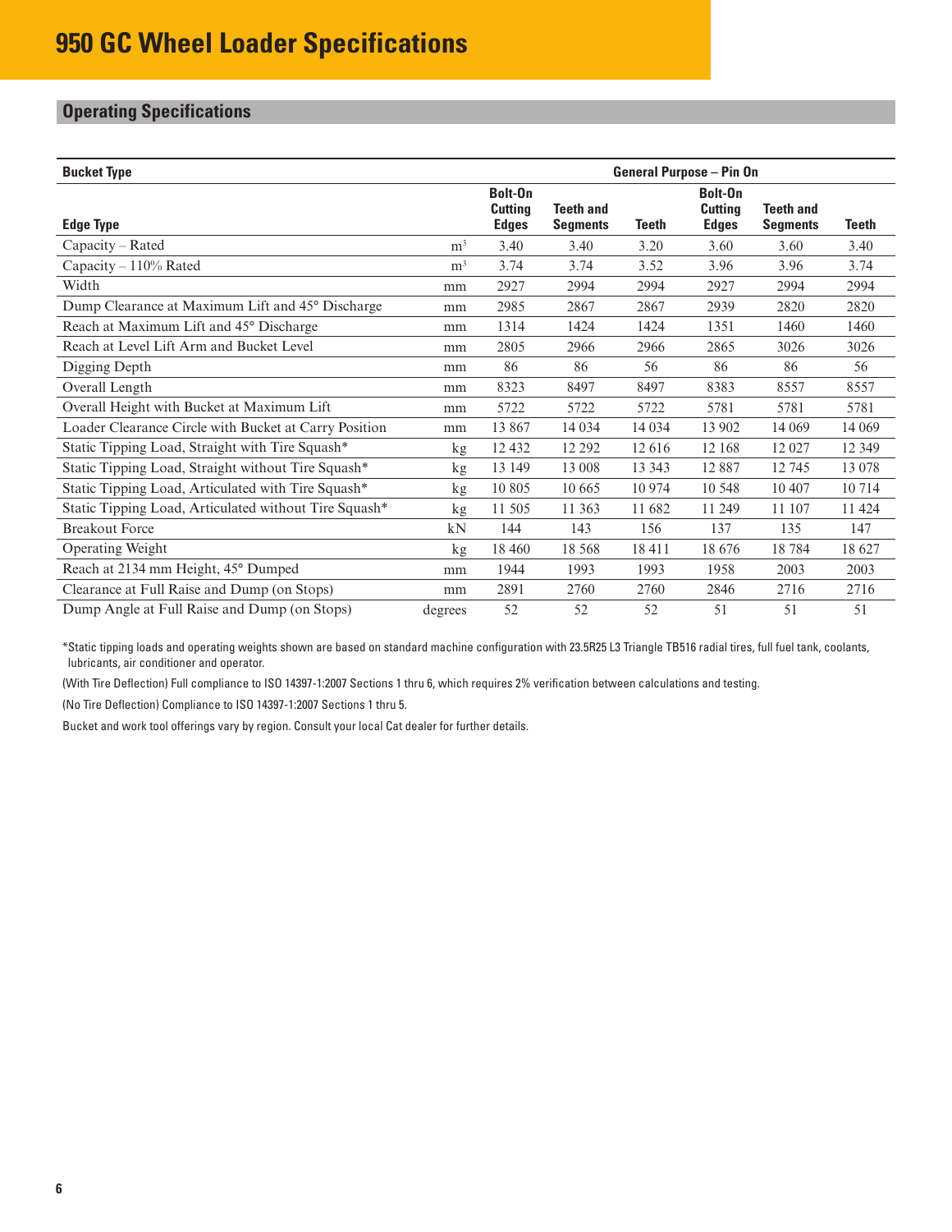# 950 GC Wheel Loader Specifications

## Operating Specifications

| Bucket Type | | General Purpose – Pin On | | | | | |
|---|---|---|---|---|---|---|---|
| **Edge Type** | | **Bolt-On Cutting Edges** | **Teeth and Segments** | **Teeth** | **Bolt-On Cutting Edges** | **Teeth and Segments** | **Teeth** |
| Capacity – Rated | $m^3$ | 3.40 | 3.40 | 3.20 | 3.60 | 3.60 | 3.40 |
| Capacity – 110% Rated | $m^3$ | 3.74 | 3.74 | 3.52 | 3.96 | 3.96 | 3.74 |
| Width | mm | 2927 | 2994 | 2994 | 2927 | 2994 | 2994 |
| Dump Clearance at Maximum Lift and 45° Discharge | mm | 2985 | 2867 | 2867 | 2939 | 2820 | 2820 |
| Reach at Maximum Lift and 45° Discharge | mm | 1314 | 1424 | 1424 | 1351 | 1460 | 1460 |
| Reach at Level Lift Arm and Bucket Level | mm | 2805 | 2966 | 2966 | 2865 | 3026 | 3026 |
| Digging Depth | mm | 86 | 86 | 56 | 86 | 86 | 56 |
| Overall Length | mm | 8323 | 8497 | 8497 | 8383 | 8557 | 8557 |
| Overall Height with Bucket at Maximum Lift | mm | 5722 | 5722 | 5722 | 5781 | 5781 | 5781 |
| Loader Clearance Circle with Bucket at Carry Position | mm | 13 867 | 14 034 | 14 034 | 13 902 | 14 069 | 14 069 |
| Static Tipping Load, Straight with Tire Squash* | kg | 12 432 | 12 292 | 12 616 | 12 168 | 12 027 | 12 349 |
| Static Tipping Load, Straight without Tire Squash* | kg | 13 149 | 13 008 | 13 343 | 12 887 | 12 745 | 13 078 |
| Static Tipping Load, Articulated with Tire Squash* | kg | 10 805 | 10 665 | 10 974 | 10 548 | 10 407 | 10 714 |
| Static Tipping Load, Articulated without Tire Squash* | kg | 11 505 | 11 363 | 11 682 | 11 249 | 11 107 | 11 424 |
| Breakout Force | kN | 144 | 143 | 156 | 137 | 135 | 147 |
| Operating Weight | kg | 18 460 | 18 568 | 18 411 | 18 676 | 18 784 | 18 627 |
| Reach at 2134 mm Height, 45° Dumped | mm | 1944 | 1993 | 1993 | 1958 | 2003 | 2003 |
| Clearance at Full Raise and Dump (on Stops) | mm | 2891 | 2760 | 2760 | 2846 | 2716 | 2716 |
| Dump Angle at Full Raise and Dump (on Stops) | degrees | 52 | 52 | 52 | 51 | 51 | 51 |

*Static tipping loads and operating weights shown are based on standard machine configuration with 23.5R25 L3 Triangle TB516 radial tires, full fuel tank, coolants, lubricants, air conditioner and operator.

(With Tire Deflection) Full compliance to ISO 14397-1:2007 Sections 1 thru 6, which requires 2% verification between calculations and testing.

(No Tire Deflection) Compliance to ISO 14397-1:2007 Sections 1 thru 5.

Bucket and work tool offerings vary by region. Consult your local Cat dealer for further details.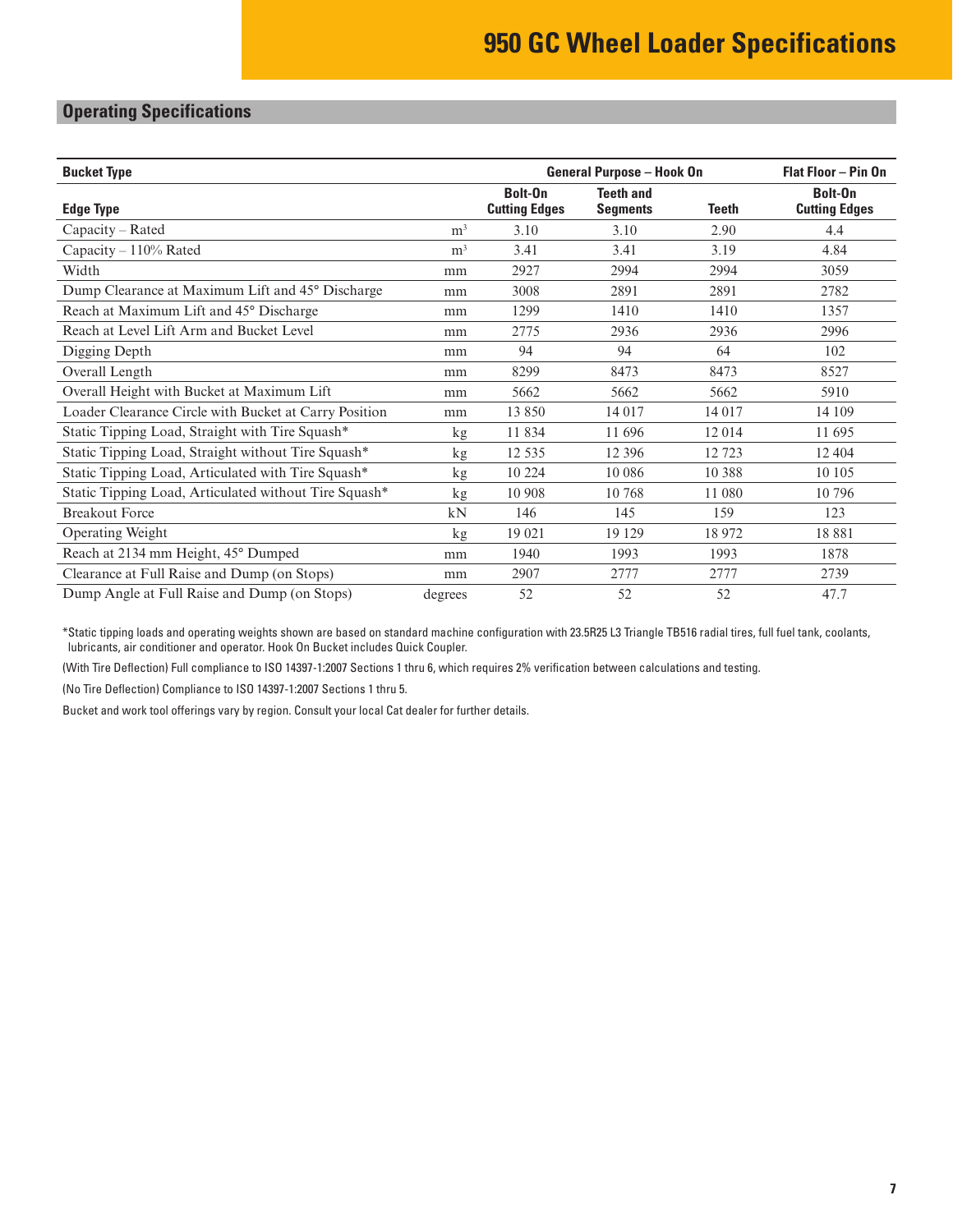# 950 GC Wheel Loader Specifications

## Operating Specifications

| Bucket Type | | General Purpose – Hook On | | | Flat Floor – Pin On |
|---|---|---|---|---|---|
| **Edge Type** | | **Bolt-On Cutting Edges** | **Teeth and Segments** | **Teeth** | **Bolt-On Cutting Edges** |
| Capacity – Rated | $m^3$ | 3.10 | 3.10 | 2.90 | 4.4 |
| Capacity – 110% Rated | $m^3$ | 3.41 | 3.41 | 3.19 | 4.84 |
| Width | mm | 2927 | 2994 | 2994 | 3059 |
| Dump Clearance at Maximum Lift and 45° Discharge | mm | 3008 | 2891 | 2891 | 2782 |
| Reach at Maximum Lift and 45° Discharge | mm | 1299 | 1410 | 1410 | 1357 |
| Reach at Level Lift Arm and Bucket Level | mm | 2775 | 2936 | 2936 | 2996 |
| Digging Depth | mm | 94 | 94 | 64 | 102 |
| Overall Length | mm | 8299 | 8473 | 8473 | 8527 |
| Overall Height with Bucket at Maximum Lift | mm | 5662 | 5662 | 5662 | 5910 |
| Loader Clearance Circle with Bucket at Carry Position | mm | 13 850 | 14 017 | 14 017 | 14 109 |
| Static Tipping Load, Straight with Tire Squash* | kg | 11 834 | 11 696 | 12 014 | 11 695 |
| Static Tipping Load, Straight without Tire Squash* | kg | 12 535 | 12 396 | 12 723 | 12 404 |
| Static Tipping Load, Articulated with Tire Squash* | kg | 10 224 | 10 086 | 10 388 | 10 105 |
| Static Tipping Load, Articulated without Tire Squash* | kg | 10 908 | 10 768 | 11 080 | 10 796 |
| Breakout Force | kN | 146 | 145 | 159 | 123 |
| Operating Weight | kg | 19 021 | 19 129 | 18 972 | 18 881 |
| Reach at 2134 mm Height, 45° Dumped | mm | 1940 | 1993 | 1993 | 1878 |
| Clearance at Full Raise and Dump (on Stops) | mm | 2907 | 2777 | 2777 | 2739 |
| Dump Angle at Full Raise and Dump (on Stops) | degrees | 52 | 52 | 52 | 47.7 |

*Static tipping loads and operating weights shown are based on standard machine configuration with 23.5R25 L3 Triangle TB516 radial tires, full fuel tank, coolants, lubricants, air conditioner and operator. Hook On Bucket includes Quick Coupler.

(With Tire Deflection) Full compliance to ISO 14397-1:2007 Sections 1 thru 6, which requires 2% verification between calculations and testing.

(No Tire Deflection) Compliance to ISO 14397-1:2007 Sections 1 thru 5.

Bucket and work tool offerings vary by region. Consult your local Cat dealer for further details.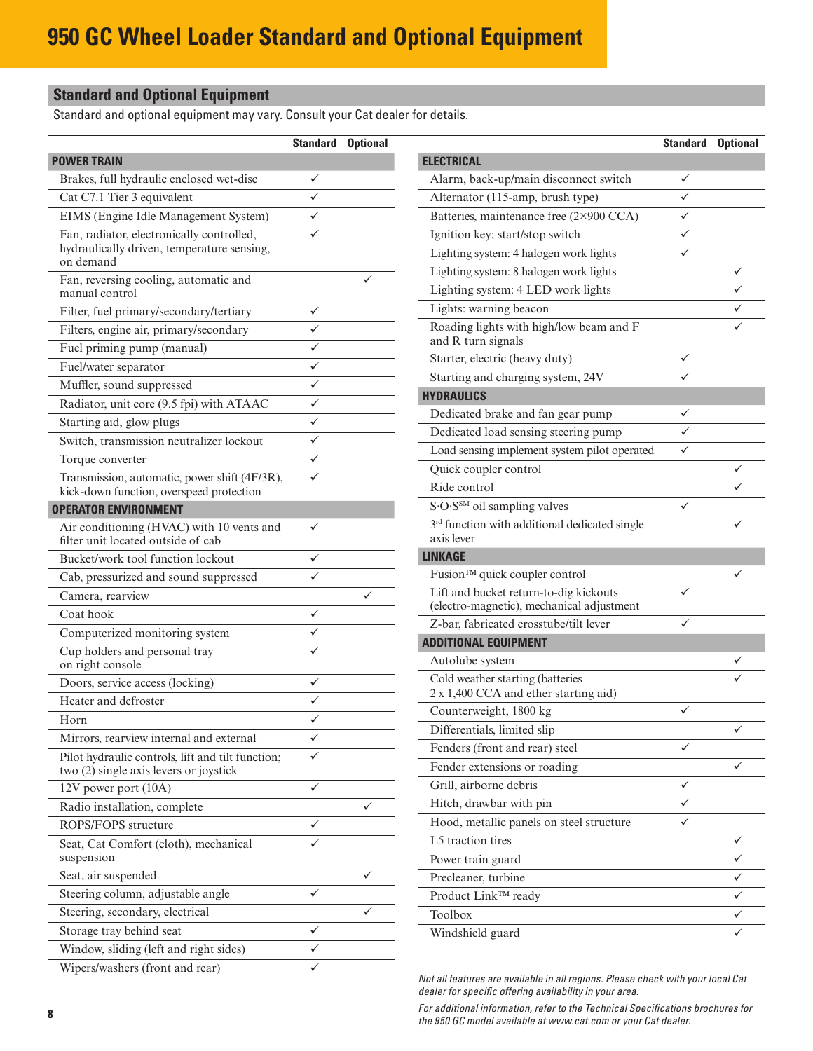# 950 GC Wheel Loader Standard and Optional Equipment

## Standard and Optional Equipment

Standard and optional equipment may vary. Consult your Cat dealer for details.

| | Standard | Optional |
|---|---|---|
| **POWER TRAIN** | | |
| Brakes, full hydraulic enclosed wet-disc | ✓ | |
| Cat C7.1 Tier 3 equivalent | ✓ | |
| EIMS (Engine Idle Management System) | ✓ | |
| Fan, radiator, electronically controlled, hydraulically driven, temperature sensing, on demand | ✓ | |
| Fan, reversing cooling, automatic and manual control | | ✓ |
| Filter, fuel primary/secondary/tertiary | ✓ | |
| Filters, engine air, primary/secondary | ✓ | |
| Fuel priming pump (manual) | ✓ | |
| Fuel/water separator | ✓ | |
| Muffler, sound suppressed | ✓ | |
| Radiator, unit core (9.5 fpi) with ATAAC | ✓ | |
| Starting aid, glow plugs | ✓ | |
| Switch, transmission neutralizer lockout | ✓ | |
| Torque converter | ✓ | |
| Transmission, automatic, power shift (4F/3R), kick-down function, overspeed protection | ✓ | |
| **OPERATOR ENVIRONMENT** | | |
| Air conditioning (HVAC) with 10 vents and filter unit located outside of cab | ✓ | |
| Bucket/work tool function lockout | ✓ | |
| Cab, pressurized and sound suppressed | ✓ | |
| Camera, rearview | | ✓ |
| Coat hook | ✓ | |
| Computerized monitoring system | ✓ | |
| Cup holders and personal tray on right console | ✓ | |
| Doors, service access (locking) | ✓ | |
| Heater and defroster | ✓ | |
| Horn | ✓ | |
| Mirrors, rearview internal and external | ✓ | |
| Pilot hydraulic controls, lift and tilt function; two (2) single axis levers or joystick | ✓ | |
| 12V power port (10A) | ✓ | |
| Radio installation, complete | | ✓ |
| ROPS/FOPS structure | ✓ | |
| Seat, Cat Comfort (cloth), mechanical suspension | ✓ | |
| Seat, air suspended | | ✓ |
| Steering column, adjustable angle | ✓ | |
| Steering, secondary, electrical | | ✓ |
| Storage tray behind seat | ✓ | |
| Window, sliding (left and right sides) | ✓ | |
| Wipers/washers (front and rear) | ✓ | |

| | Standard | Optional |
|---|---|---|
| **ELECTRICAL** | | |
| Alarm, back-up/main disconnect switch | ✓ | |
| Alternator (115-amp, brush type) | ✓ | |
| Batteries, maintenance free (2×900 CCA) | ✓ | |
| Ignition key; start/stop switch | ✓ | |
| Lighting system: 4 halogen work lights | ✓ | |
| Lighting system: 8 halogen work lights | | ✓ |
| Lighting system: 4 LED work lights | | ✓ |
| Lights: warning beacon | | ✓ |
| Roading lights with high/low beam and F and R turn signals | | ✓ |
| Starter, electric (heavy duty) | ✓ | |
| Starting and charging system, 24V | ✓ | |
| **HYDRAULICS** | | |
| Dedicated brake and fan gear pump | ✓ | |
| Dedicated load sensing steering pump | ✓ | |
| Load sensing implement system pilot operated | ✓ | |
| Quick coupler control | | ✓ |
| Ride control | | ✓ |
| S·O·S[SM] oil sampling valves | ✓ | |
| 3rd function with additional dedicated single axis lever | | ✓ |
| **LINKAGE** | | |
| Fusion™ quick coupler control | | ✓ |
| Lift and bucket return-to-dig kickouts (electro-magnetic), mechanical adjustment | ✓ | |
| Z-bar, fabricated crosstube/tilt lever | ✓ | |
| **ADDITIONAL EQUIPMENT** | | |
| Autolube system | | ✓ |
| Cold weather starting (batteries 2 x 1,400 CCA and ether starting aid) | | ✓ |
| Counterweight, 1800 kg | ✓ | |
| Differentials, limited slip | | ✓ |
| Fenders (front and rear) steel | ✓ | |
| Fender extensions or roading | | ✓ |
| Grill, airborne debris | ✓ | |
| Hitch, drawbar with pin | ✓ | |
| Hood, metallic panels on steel structure | ✓ | |
| L5 traction tires | | ✓ |
| Power train guard | | ✓ |
| Precleaner, turbine | | ✓ |
| Product Link™ ready | | ✓ |
| Toolbox | | ✓ |
| Windshield guard | | ✓ |

*Not all features are available in all regions. Please check with your local Cat dealer for specific offering availability in your area.*

*For additional information, refer to the Technical Specifications brochures for the 950 GC model available at www.cat.com or your Cat dealer.*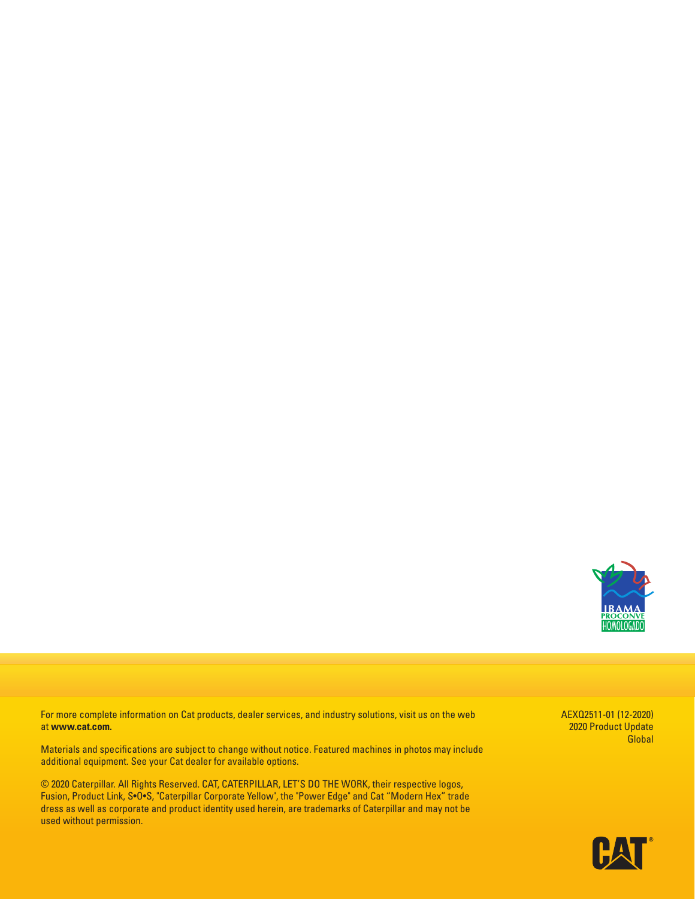IBAMA
PROCONVE
HOMOLOGADO

For more complete information on Cat products, dealer services, and industry solutions, visit us on the web at **www.cat.com.**

Materials and specifications are subject to change without notice. Featured machines in photos may include additional equipment. See your Cat dealer for available options.

© 2020 Caterpillar. All Rights Reserved. CAT, CATERPILLAR, LET'S DO THE WORK, their respective logos, Fusion, Product Link, S•O•S, "Caterpillar Corporate Yellow", the "Power Edge" and Cat "Modern Hex" trade dress as well as corporate and product identity used herein, are trademarks of Caterpillar and may not be used without permission.

AEXQ2511-01 (12-2020)
2020 Product Update
Global